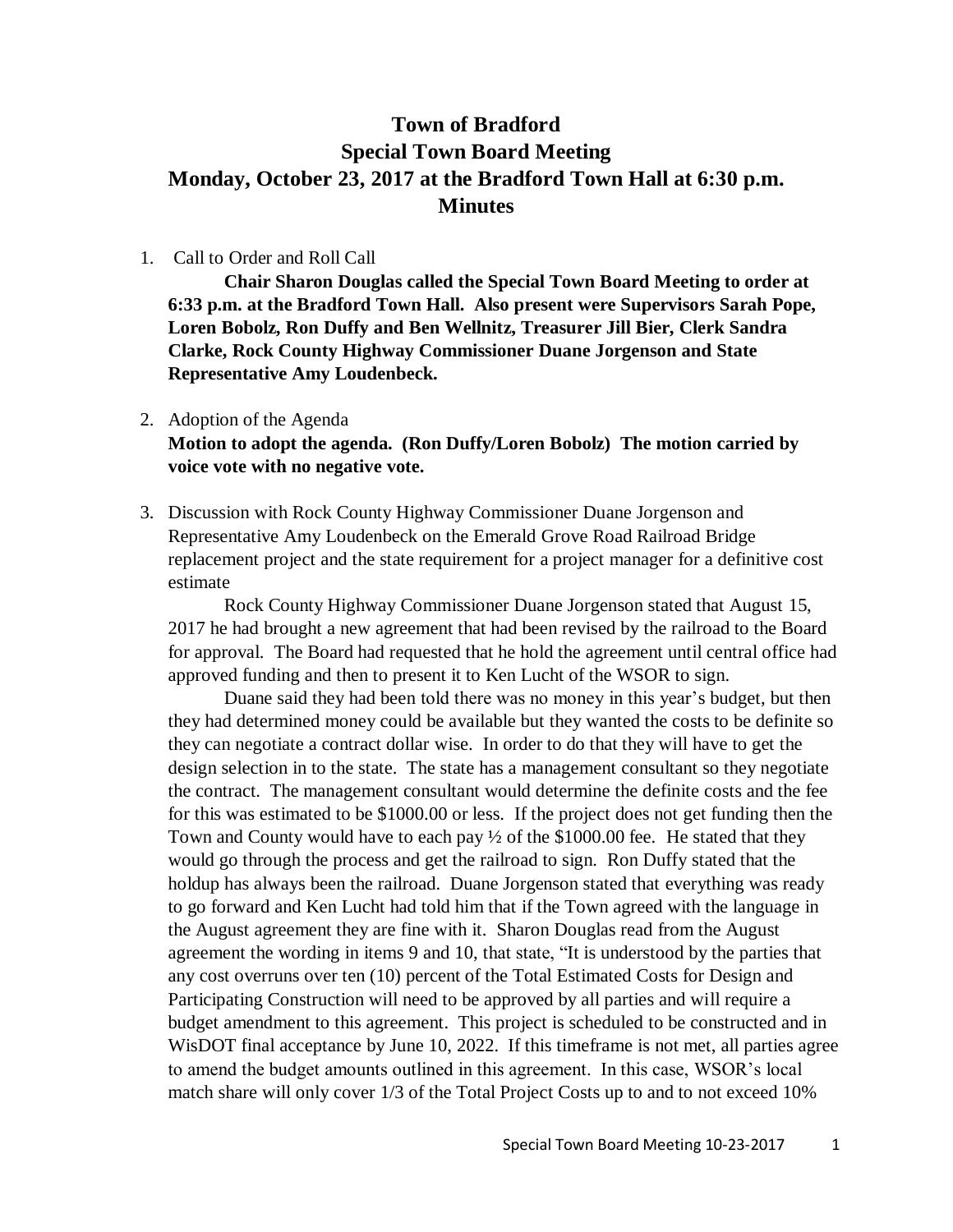# Town of Bradford
# Special Town Board Meeting
# Monday, October 23, 2017 at the Bradford Town Hall at 6:30 p.m.
# Minutes

1. Call to Order and Roll Call

   **Chair Sharon Douglas called the Special Town Board Meeting to order at 6:33 p.m. at the Bradford Town Hall. Also present were Supervisors Sarah Pope, Loren Bobolz, Ron Duffy and Ben Wellnitz, Treasurer Jill Bier, Clerk Sandra Clarke, Rock County Highway Commissioner Duane Jorgenson and State Representative Amy Loudenbeck.**

2. Adoption of the Agenda

   **Motion to adopt the agenda. (Ron Duffy/Loren Bobolz) The motion carried by voice vote with no negative vote.**

3. Discussion with Rock County Highway Commissioner Duane Jorgenson and Representative Amy Loudenbeck on the Emerald Grove Road Railroad Bridge replacement project and the state requirement for a project manager for a definitive cost estimate

   Rock County Highway Commissioner Duane Jorgenson stated that August 15, 2017 he had brought a new agreement that had been revised by the railroad to the Board for approval. The Board had requested that he hold the agreement until central office had approved funding and then to present it to Ken Lucht of the WSOR to sign.

   Duane said they had been told there was no money in this year's budget, but then they had determined money could be available but they wanted the costs to be definite so they can negotiate a contract dollar wise. In order to do that they will have to get the design selection in to the state. The state has a management consultant so they negotiate the contract. The management consultant would determine the definite costs and the fee for this was estimated to be $1000.00 or less. If the project does not get funding then the Town and County would have to each pay ½ of the $1000.00 fee. He stated that they would go through the process and get the railroad to sign. Ron Duffy stated that the holdup has always been the railroad. Duane Jorgenson stated that everything was ready to go forward and Ken Lucht had told him that if the Town agreed with the language in the August agreement they are fine with it. Sharon Douglas read from the August agreement the wording in items 9 and 10, that state, "It is understood by the parties that any cost overruns over ten (10) percent of the Total Estimated Costs for Design and Participating Construction will need to be approved by all parties and will require a budget amendment to this agreement. This project is scheduled to be constructed and in WisDOT final acceptance by June 10, 2022. If this timeframe is not met, all parties agree to amend the budget amounts outlined in this agreement. In this case, WSOR's local match share will only cover 1/3 of the Total Project Costs up to and to not exceed 10%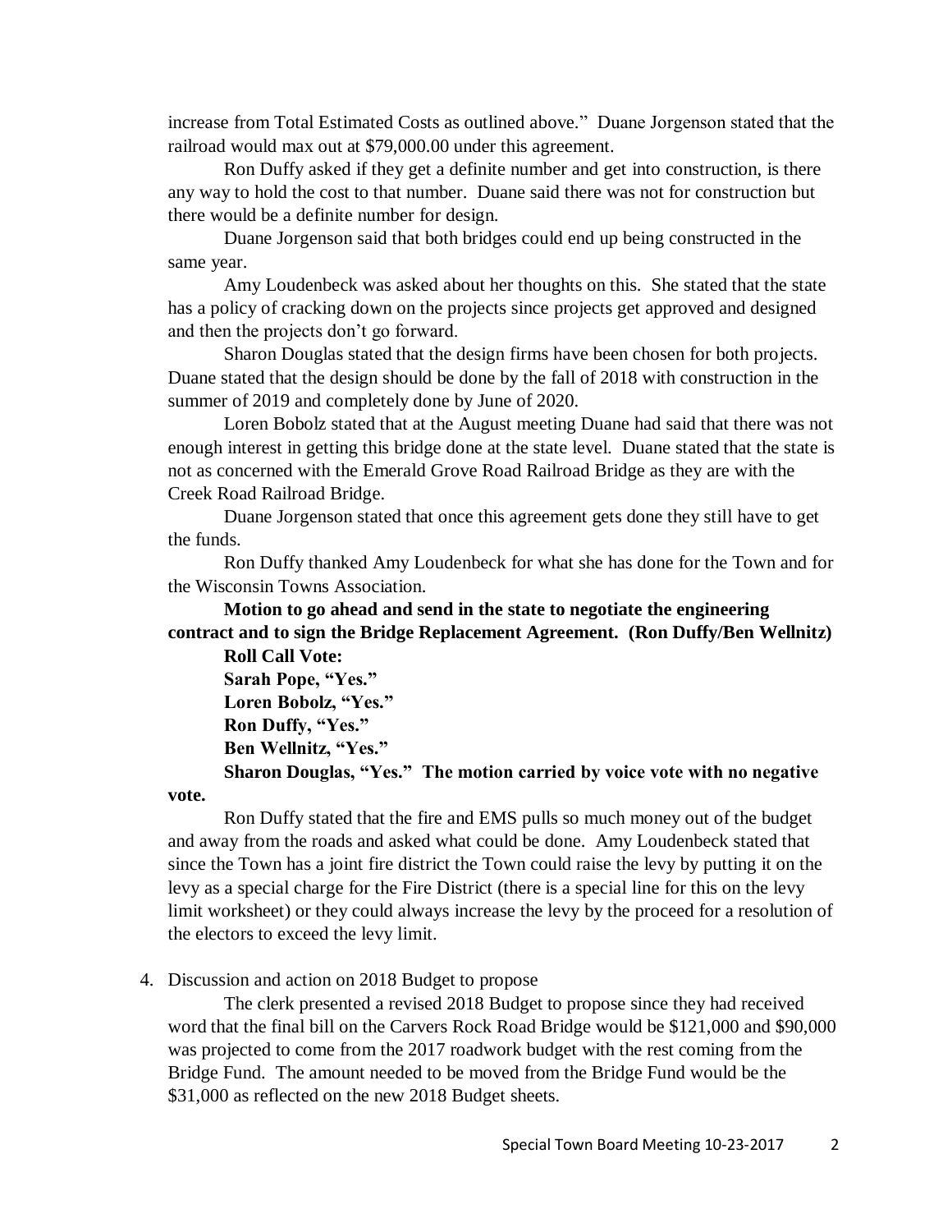increase from Total Estimated Costs as outlined above." Duane Jorgenson stated that the railroad would max out at $79,000.00 under this agreement.

Ron Duffy asked if they get a definite number and get into construction, is there any way to hold the cost to that number. Duane said there was not for construction but there would be a definite number for design.

Duane Jorgenson said that both bridges could end up being constructed in the same year.

Amy Loudenbeck was asked about her thoughts on this. She stated that the state has a policy of cracking down on the projects since projects get approved and designed and then the projects don't go forward.

Sharon Douglas stated that the design firms have been chosen for both projects. Duane stated that the design should be done by the fall of 2018 with construction in the summer of 2019 and completely done by June of 2020.

Loren Bobolz stated that at the August meeting Duane had said that there was not enough interest in getting this bridge done at the state level. Duane stated that the state is not as concerned with the Emerald Grove Road Railroad Bridge as they are with the Creek Road Railroad Bridge.

Duane Jorgenson stated that once this agreement gets done they still have to get the funds.

Ron Duffy thanked Amy Loudenbeck for what she has done for the Town and for the Wisconsin Towns Association.

**Motion to go ahead and send in the state to negotiate the engineering contract and to sign the Bridge Replacement Agreement. (Ron Duffy/Ben Wellnitz)**

**Roll Call Vote:**
**Sarah Pope, "Yes."**
**Loren Bobolz, "Yes."**
**Ron Duffy, "Yes."**
**Ben Wellnitz, "Yes."**
**Sharon Douglas, "Yes." The motion carried by voice vote with no negative vote.**

Ron Duffy stated that the fire and EMS pulls so much money out of the budget and away from the roads and asked what could be done. Amy Loudenbeck stated that since the Town has a joint fire district the Town could raise the levy by putting it on the levy as a special charge for the Fire District (there is a special line for this on the levy limit worksheet) or they could always increase the levy by the proceed for a resolution of the electors to exceed the levy limit.

4. Discussion and action on 2018 Budget to propose

The clerk presented a revised 2018 Budget to propose since they had received word that the final bill on the Carvers Rock Road Bridge would be $121,000 and $90,000 was projected to come from the 2017 roadwork budget with the rest coming from the Bridge Fund. The amount needed to be moved from the Bridge Fund would be the $31,000 as reflected on the new 2018 Budget sheets.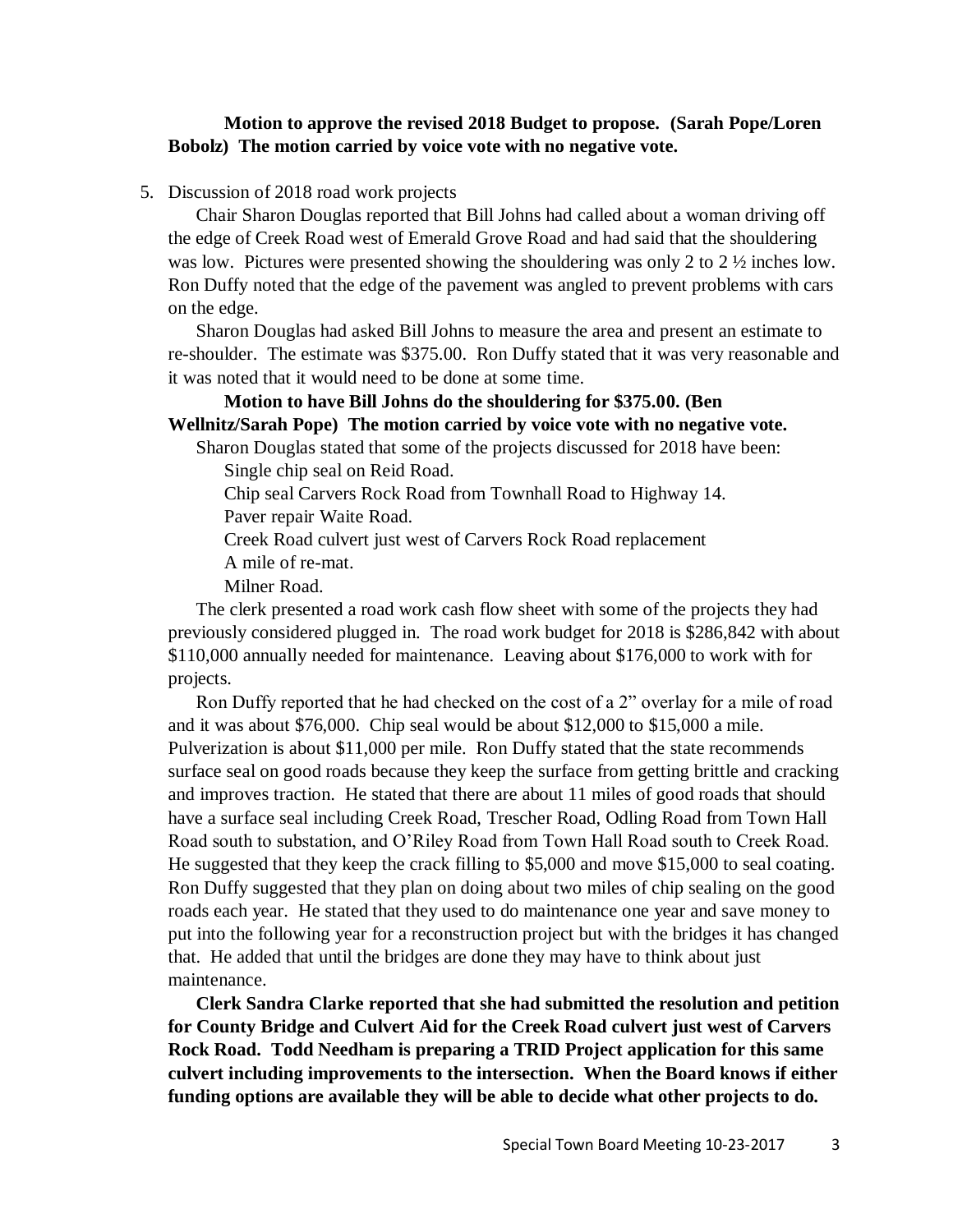**Motion to approve the revised 2018 Budget to propose. (Sarah Pope/Loren Bobolz) The motion carried by voice vote with no negative vote.**

5. Discussion of 2018 road work projects

Chair Sharon Douglas reported that Bill Johns had called about a woman driving off the edge of Creek Road west of Emerald Grove Road and had said that the shouldering was low. Pictures were presented showing the shouldering was only 2 to 2 ½ inches low. Ron Duffy noted that the edge of the pavement was angled to prevent problems with cars on the edge.

Sharon Douglas had asked Bill Johns to measure the area and present an estimate to re-shoulder. The estimate was $375.00. Ron Duffy stated that it was very reasonable and it was noted that it would need to be done at some time.

**Motion to have Bill Johns do the shouldering for $375.00. (Ben Wellnitz/Sarah Pope) The motion carried by voice vote with no negative vote.**

Sharon Douglas stated that some of the projects discussed for 2018 have been:

Single chip seal on Reid Road.
Chip seal Carvers Rock Road from Townhall Road to Highway 14.
Paver repair Waite Road.
Creek Road culvert just west of Carvers Rock Road replacement
A mile of re-mat.
Milner Road.

The clerk presented a road work cash flow sheet with some of the projects they had previously considered plugged in. The road work budget for 2018 is $286,842 with about $110,000 annually needed for maintenance. Leaving about $176,000 to work with for projects.

Ron Duffy reported that he had checked on the cost of a 2" overlay for a mile of road and it was about $76,000. Chip seal would be about $12,000 to $15,000 a mile. Pulverization is about $11,000 per mile. Ron Duffy stated that the state recommends surface seal on good roads because they keep the surface from getting brittle and cracking and improves traction. He stated that there are about 11 miles of good roads that should have a surface seal including Creek Road, Trescher Road, Odling Road from Town Hall Road south to substation, and O'Riley Road from Town Hall Road south to Creek Road. He suggested that they keep the crack filling to $5,000 and move $15,000 to seal coating. Ron Duffy suggested that they plan on doing about two miles of chip sealing on the good roads each year. He stated that they used to do maintenance one year and save money to put into the following year for a reconstruction project but with the bridges it has changed that. He added that until the bridges are done they may have to think about just maintenance.

**Clerk Sandra Clarke reported that she had submitted the resolution and petition for County Bridge and Culvert Aid for the Creek Road culvert just west of Carvers Rock Road. Todd Needham is preparing a TRID Project application for this same culvert including improvements to the intersection. When the Board knows if either funding options are available they will be able to decide what other projects to do.**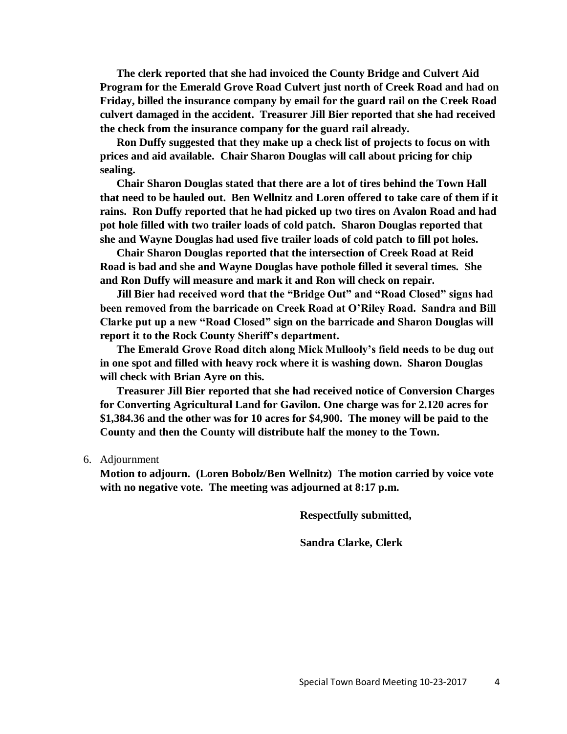**The clerk reported that she had invoiced the County Bridge and Culvert Aid Program for the Emerald Grove Road Culvert just north of Creek Road and had on Friday, billed the insurance company by email for the guard rail on the Creek Road culvert damaged in the accident. Treasurer Jill Bier reported that she had received the check from the insurance company for the guard rail already.**

**Ron Duffy suggested that they make up a check list of projects to focus on with prices and aid available. Chair Sharon Douglas will call about pricing for chip sealing.**

**Chair Sharon Douglas stated that there are a lot of tires behind the Town Hall that need to be hauled out. Ben Wellnitz and Loren offered to take care of them if it rains. Ron Duffy reported that he had picked up two tires on Avalon Road and had pot hole filled with two trailer loads of cold patch. Sharon Douglas reported that she and Wayne Douglas had used five trailer loads of cold patch to fill pot holes.**

**Chair Sharon Douglas reported that the intersection of Creek Road at Reid Road is bad and she and Wayne Douglas have pothole filled it several times. She and Ron Duffy will measure and mark it and Ron will check on repair.**

**Jill Bier had received word that the "Bridge Out" and "Road Closed" signs had been removed from the barricade on Creek Road at O'Riley Road. Sandra and Bill Clarke put up a new "Road Closed" sign on the barricade and Sharon Douglas will report it to the Rock County Sheriff's department.**

**The Emerald Grove Road ditch along Mick Mullooly's field needs to be dug out in one spot and filled with heavy rock where it is washing down. Sharon Douglas will check with Brian Ayre on this.**

**Treasurer Jill Bier reported that she had received notice of Conversion Charges for Converting Agricultural Land for Gavilon. One charge was for 2.120 acres for $1,384.36 and the other was for 10 acres for $4,900. The money will be paid to the County and then the County will distribute half the money to the Town.**

6. Adjournment

**Motion to adjourn. (Loren Bobolz/Ben Wellnitz) The motion carried by voice vote with no negative vote. The meeting was adjourned at 8:17 p.m.**

**Respectfully submitted,**

**Sandra Clarke, Clerk**